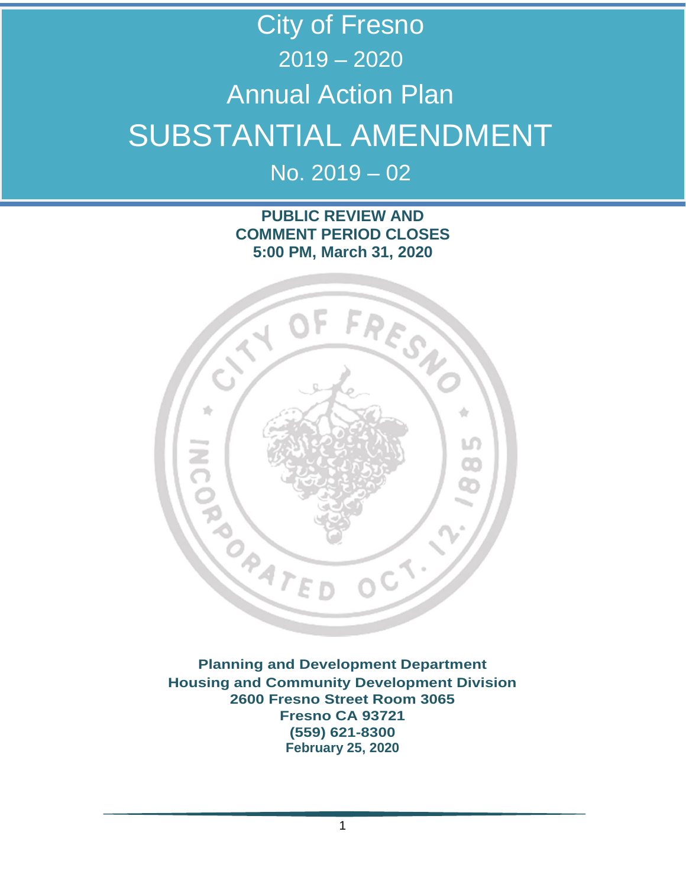# City of Fresno

# 2019 – 2020

# Annual Action Plan

# SUBSTANTIAL AMENDMENT

# No. 2019 – 02

**PUBLIC REVIEW AND COMMENT PERIOD CLOSES 5:00 PM, March 31, 2020**

**Planning and Development Department**
**Housing and Community Development Division**
**2600 Fresno Street Room 3065**
**Fresno CA 93721**
**(559) 621-8300**
**February 25, 2020**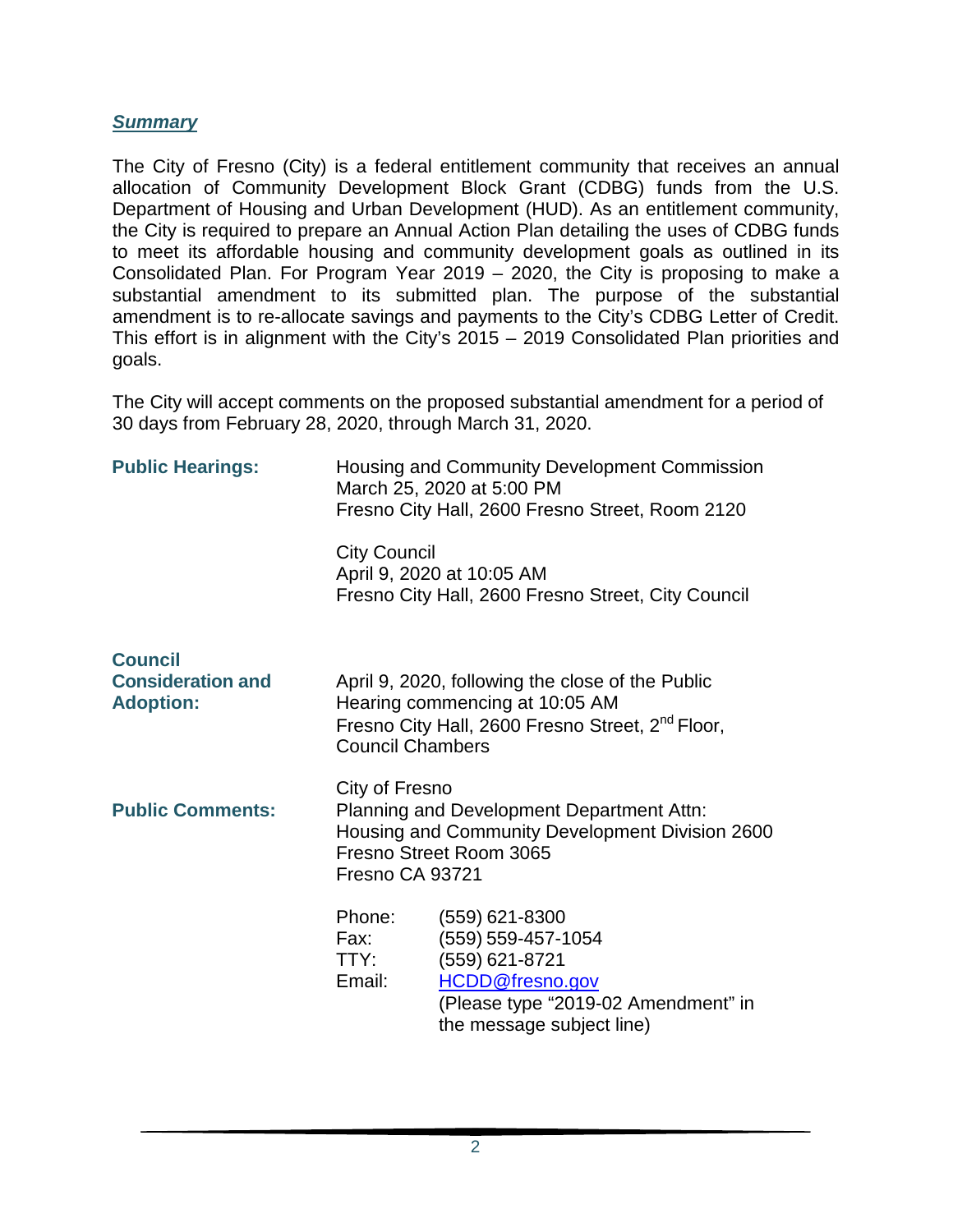***Summary***

The City of Fresno (City) is a federal entitlement community that receives an annual allocation of Community Development Block Grant (CDBG) funds from the U.S. Department of Housing and Urban Development (HUD). As an entitlement community, the City is required to prepare an Annual Action Plan detailing the uses of CDBG funds to meet its affordable housing and community development goals as outlined in its Consolidated Plan. For Program Year 2019 – 2020, the City is proposing to make a substantial amendment to its submitted plan. The purpose of the substantial amendment is to re-allocate savings and payments to the City's CDBG Letter of Credit. This effort is in alignment with the City's 2015 – 2019 Consolidated Plan priorities and goals.

The City will accept comments on the proposed substantial amendment for a period of 30 days from February 28, 2020, through March 31, 2020.

**Public Hearings:**

Housing and Community Development Commission
March 25, 2020 at 5:00 PM
Fresno City Hall, 2600 Fresno Street, Room 2120

City Council
April 9, 2020 at 10:05 AM
Fresno City Hall, 2600 Fresno Street, City Council

**Council Consideration and Adoption:**

April 9, 2020, following the close of the Public Hearing commencing at 10:05 AM
Fresno City Hall, 2600 Fresno Street, 2nd Floor, Council Chambers

**Public Comments:**

City of Fresno
Planning and Development Department Attn:
Housing and Community Development Division 2600 Fresno Street Room 3065
Fresno CA 93721

Phone: (559) 621-8300
Fax: (559) 559-457-1054
TTY: (559) 621-8721
Email: HCDD@fresno.gov
(Please type "2019-02 Amendment" in the message subject line)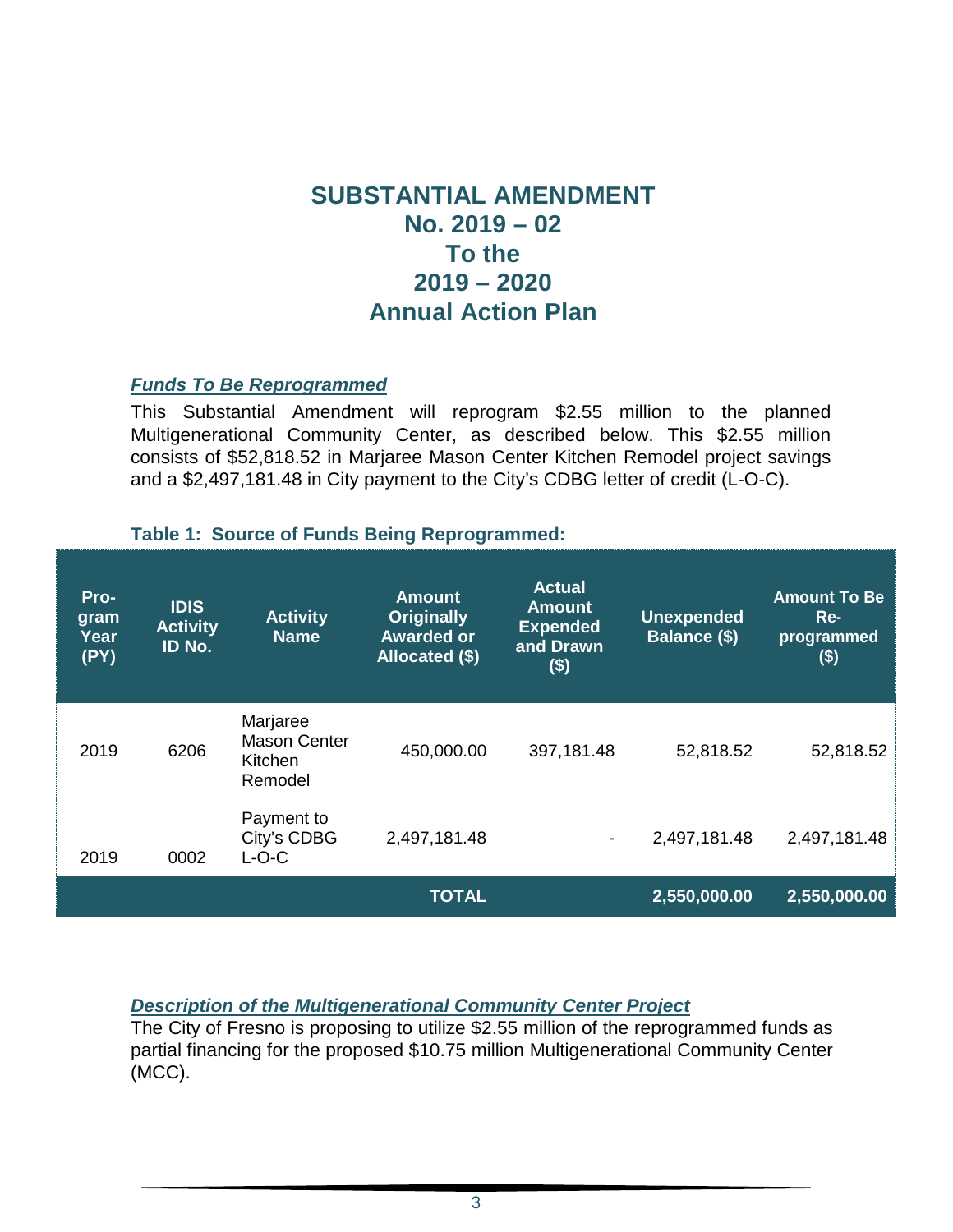# SUBSTANTIAL AMENDMENT No. 2019 – 02 To the 2019 – 2020 Annual Action Plan

***Funds To Be Reprogrammed***

This Substantial Amendment will reprogram $2.55 million to the planned Multigenerational Community Center, as described below. This $2.55 million consists of $52,818.52 in Marjaree Mason Center Kitchen Remodel project savings and a $2,497,181.48 in City payment to the City's CDBG letter of credit (L-O-C).

**Table 1: Source of Funds Being Reprogrammed:**

| Program Year (PY) | IDIS Activity ID No. | Activity Name | Amount Originally Awarded or Allocated ($) | Actual Amount Expended and Drawn ($) | Unexpended Balance ($) | Amount To Be Re-programmed ($) |
|---|---|---|---|---|---|---|
| 2019 | 6206 | Marjaree Mason Center Kitchen Remodel | 450,000.00 | 397,181.48 | 52,818.52 | 52,818.52 |
| 2019 | 0002 | Payment to City's CDBG L-O-C | 2,497,181.48 | - | 2,497,181.48 | 2,497,181.48 |
| | | | **TOTAL** | | **2,550,000.00** | **2,550,000.00** |

***Description of the Multigenerational Community Center Project***

The City of Fresno is proposing to utilize $2.55 million of the reprogrammed funds as partial financing for the proposed $10.75 million Multigenerational Community Center (MCC).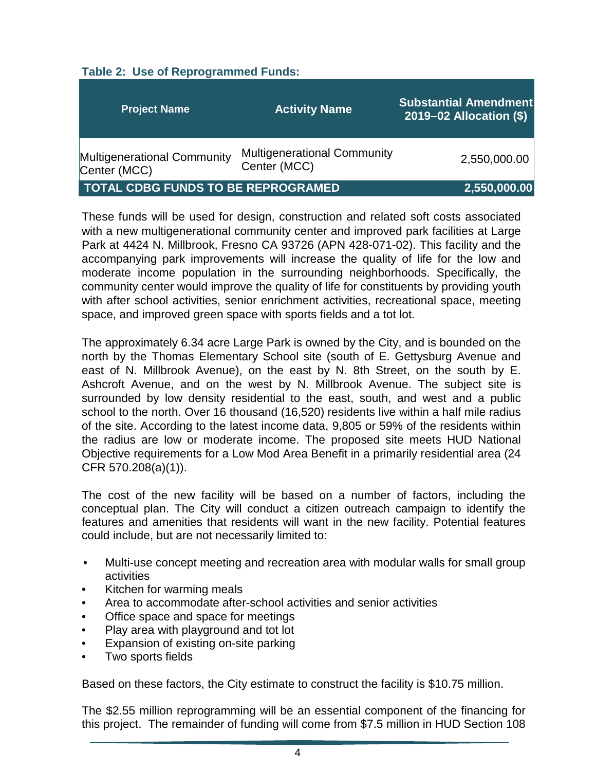**Table 2: Use of Reprogrammed Funds:**

| Project Name | Activity Name | Substantial Amendment 2019–02 Allocation ($) |
|---|---|---|
| Multigenerational Community Center (MCC) | Multigenerational Community Center (MCC) | 2,550,000.00 |
| **TOTAL CDBG FUNDS TO BE REPROGRAMED** | | **2,550,000.00** |

These funds will be used for design, construction and related soft costs associated with a new multigenerational community center and improved park facilities at Large Park at 4424 N. Millbrook, Fresno CA 93726 (APN 428-071-02). This facility and the accompanying park improvements will increase the quality of life for the low and moderate income population in the surrounding neighborhoods. Specifically, the community center would improve the quality of life for constituents by providing youth with after school activities, senior enrichment activities, recreational space, meeting space, and improved green space with sports fields and a tot lot.

The approximately 6.34 acre Large Park is owned by the City, and is bounded on the north by the Thomas Elementary School site (south of E. Gettysburg Avenue and east of N. Millbrook Avenue), on the east by N. 8th Street, on the south by E. Ashcroft Avenue, and on the west by N. Millbrook Avenue. The subject site is surrounded by low density residential to the east, south, and west and a public school to the north. Over 16 thousand (16,520) residents live within a half mile radius of the site. According to the latest income data, 9,805 or 59% of the residents within the radius are low or moderate income. The proposed site meets HUD National Objective requirements for a Low Mod Area Benefit in a primarily residential area (24 CFR 570.208(a)(1)).

The cost of the new facility will be based on a number of factors, including the conceptual plan. The City will conduct a citizen outreach campaign to identify the features and amenities that residents will want in the new facility. Potential features could include, but are not necessarily limited to:

- Multi-use concept meeting and recreation area with modular walls for small group activities
- Kitchen for warming meals
- Area to accommodate after-school activities and senior activities
- Office space and space for meetings
- Play area with playground and tot lot
- Expansion of existing on-site parking
- Two sports fields

Based on these factors, the City estimate to construct the facility is $10.75 million.

The $2.55 million reprogramming will be an essential component of the financing for this project. The remainder of funding will come from $7.5 million in HUD Section 108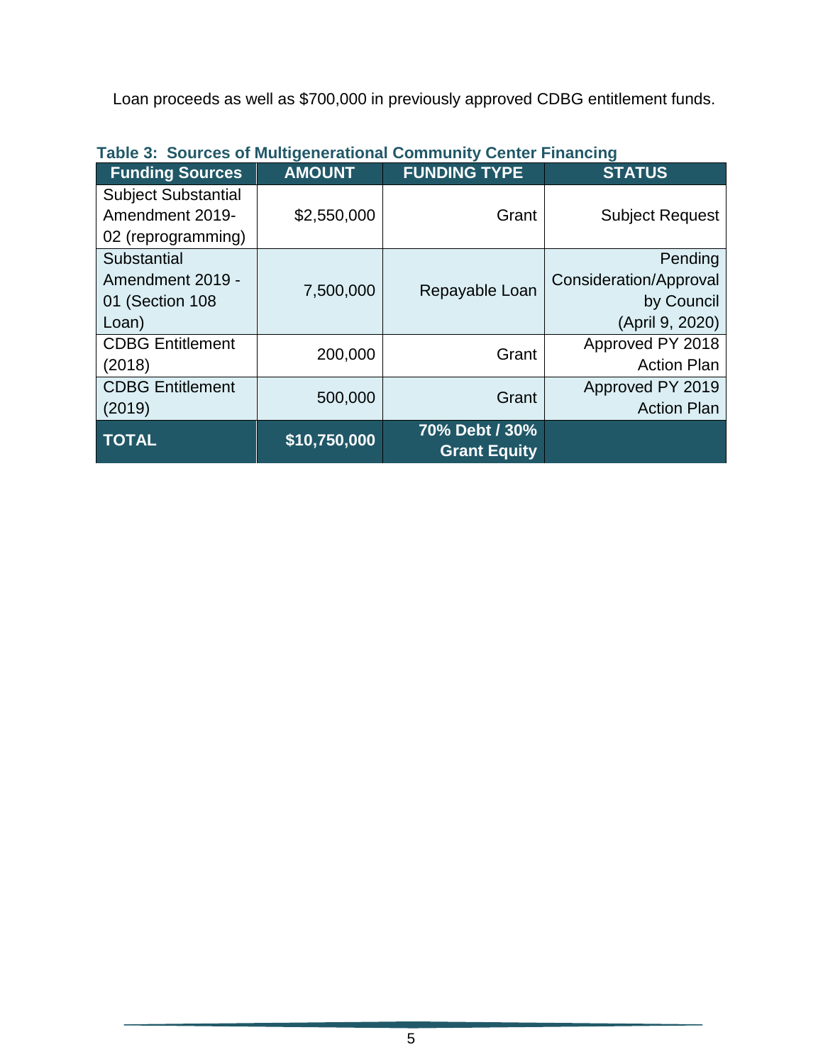Loan proceeds as well as $700,000 in previously approved CDBG entitlement funds.

**Table 3: Sources of Multigenerational Community Center Financing**

| Funding Sources | AMOUNT | FUNDING TYPE | STATUS |
|---|---|---|---|
| Subject Substantial Amendment 2019-02 (reprogramming) | $2,550,000 | Grant | Subject Request |
| Substantial Amendment 2019 - 01 (Section 108 Loan) | 7,500,000 | Repayable Loan | Pending Consideration/Approval by Council (April 9, 2020) |
| CDBG Entitlement (2018) | 200,000 | Grant | Approved PY 2018 Action Plan |
| CDBG Entitlement (2019) | 500,000 | Grant | Approved PY 2019 Action Plan |
| **TOTAL** | **$10,750,000** | **70% Debt / 30% Grant Equity** | |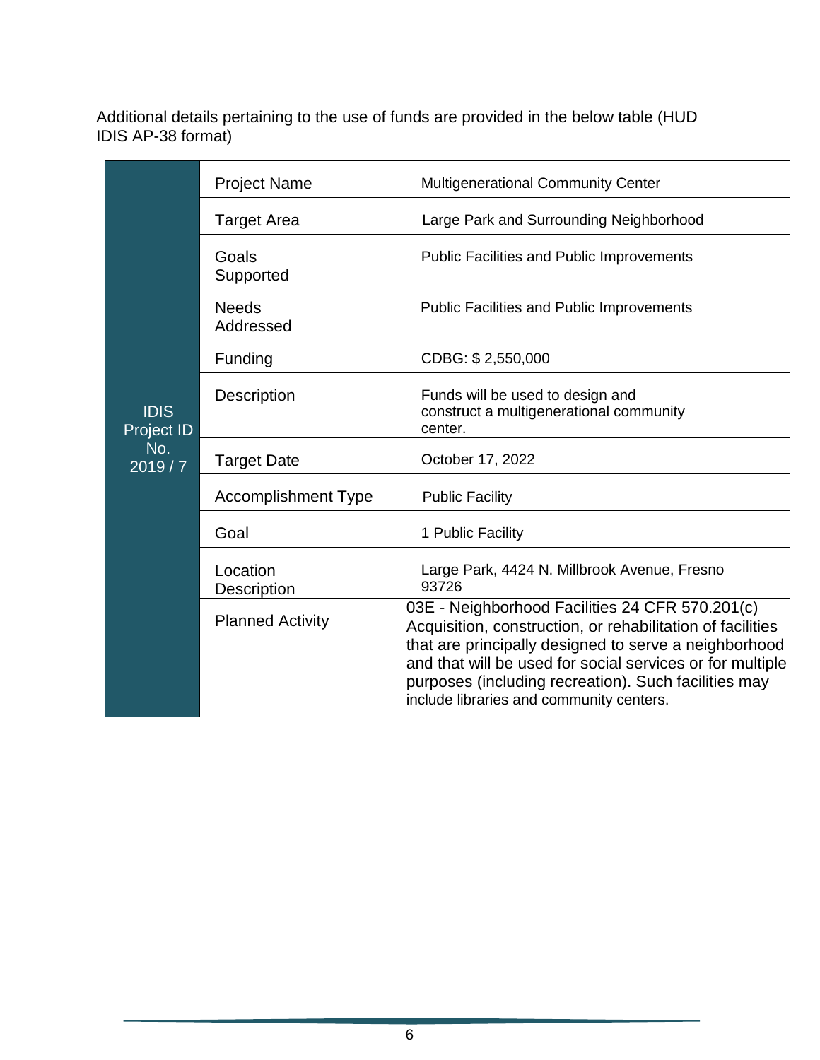Additional details pertaining to the use of funds are provided in the below table (HUD IDIS AP-38 format)

| IDIS Project ID No. 2019 / 7 | | |
|---|---|---|
| | Project Name | Multigenerational Community Center |
| | Target Area | Large Park and Surrounding Neighborhood |
| | Goals Supported | Public Facilities and Public Improvements |
| | Needs Addressed | Public Facilities and Public Improvements |
| | Funding | CDBG: $ 2,550,000 |
| | Description | Funds will be used to design and construct a multigenerational community center. |
| | Target Date | October 17, 2022 |
| | Accomplishment Type | Public Facility |
| | Goal | 1 Public Facility |
| | Location Description | Large Park, 4424 N. Millbrook Avenue, Fresno 93726 |
| | Planned Activity | 03E - Neighborhood Facilities 24 CFR 570.201(c) Acquisition, construction, or rehabilitation of facilities that are principally designed to serve a neighborhood and that will be used for social services or for multiple purposes (including recreation). Such facilities may include libraries and community centers. |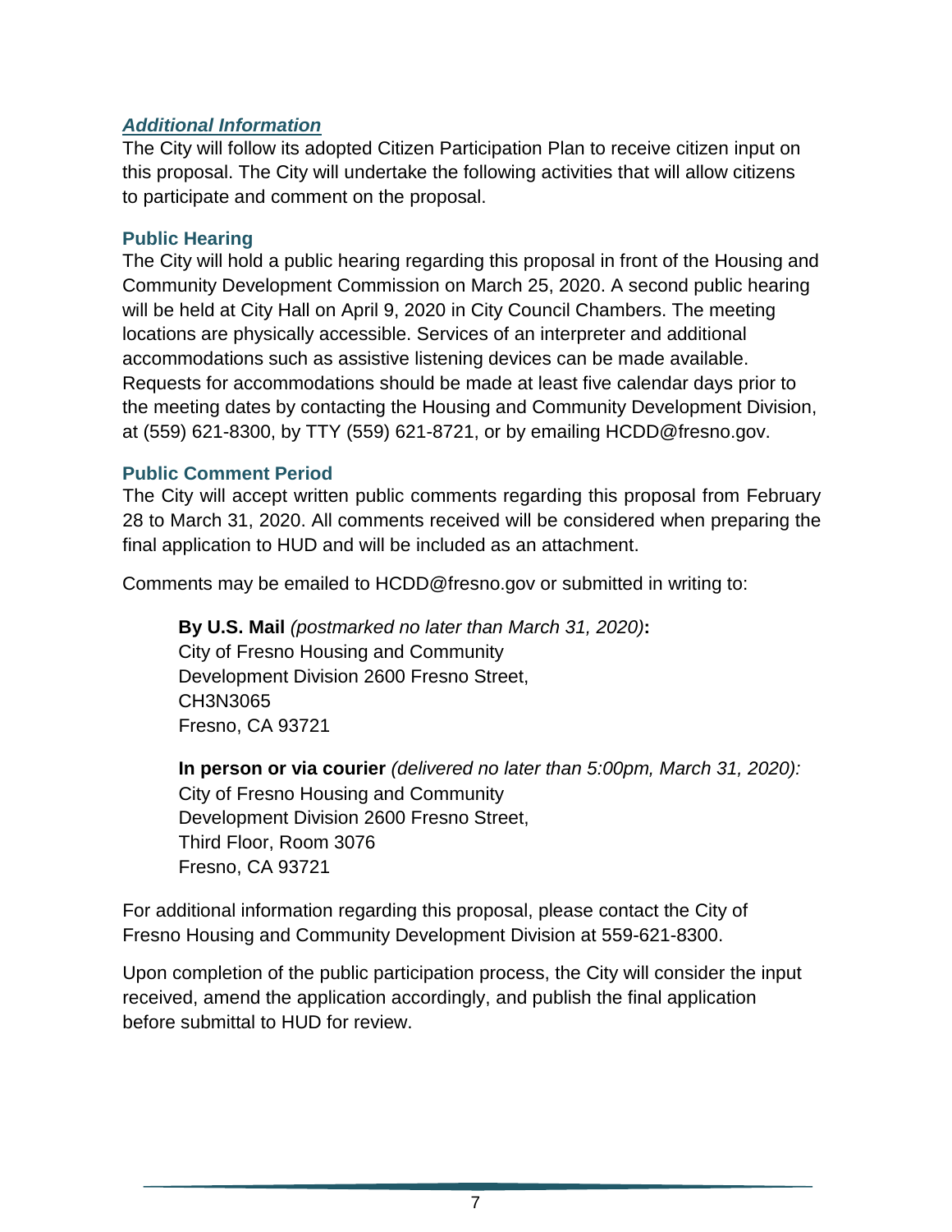## ***Additional Information***

The City will follow its adopted Citizen Participation Plan to receive citizen input on this proposal. The City will undertake the following activities that will allow citizens to participate and comment on the proposal.

### Public Hearing

The City will hold a public hearing regarding this proposal in front of the Housing and Community Development Commission on March 25, 2020. A second public hearing will be held at City Hall on April 9, 2020 in City Council Chambers. The meeting locations are physically accessible. Services of an interpreter and additional accommodations such as assistive listening devices can be made available. Requests for accommodations should be made at least five calendar days prior to the meeting dates by contacting the Housing and Community Development Division, at (559) 621-8300, by TTY (559) 621-8721, or by emailing HCDD@fresno.gov.

### Public Comment Period

The City will accept written public comments regarding this proposal from February 28 to March 31, 2020. All comments received will be considered when preparing the final application to HUD and will be included as an attachment.

Comments may be emailed to HCDD@fresno.gov or submitted in writing to:

**By U.S. Mail** *(postmarked no later than March 31, 2020)***:**
City of Fresno Housing and Community
Development Division 2600 Fresno Street,
CH3N3065
Fresno, CA 93721

**In person or via courier** *(delivered no later than 5:00pm, March 31, 2020):*
City of Fresno Housing and Community
Development Division 2600 Fresno Street,
Third Floor, Room 3076
Fresno, CA 93721

For additional information regarding this proposal, please contact the City of Fresno Housing and Community Development Division at 559-621-8300.

Upon completion of the public participation process, the City will consider the input received, amend the application accordingly, and publish the final application before submittal to HUD for review.